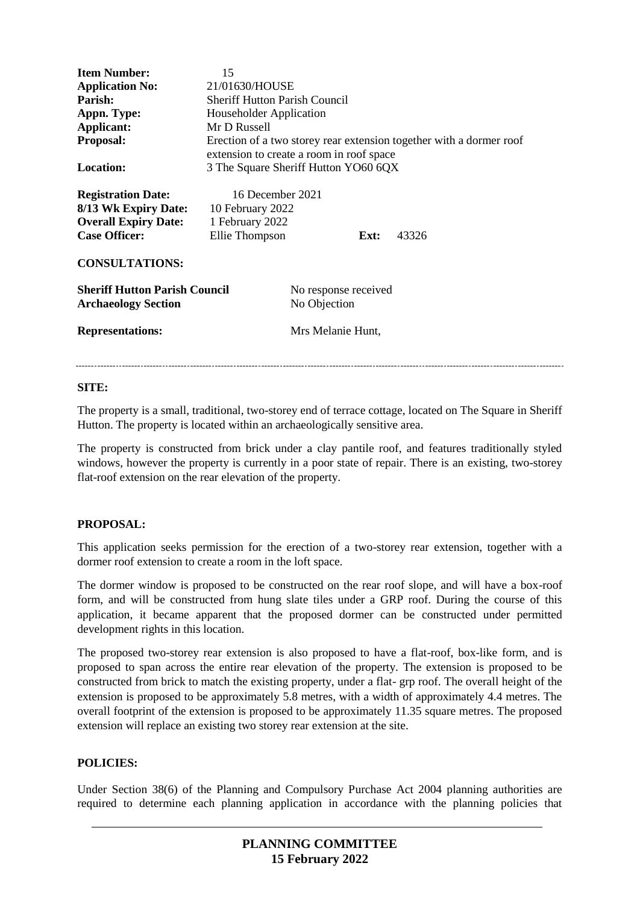| | |
|---|---|
| **Item Number:** | 15 |
| **Application No:** | 21/01630/HOUSE |
| **Parish:** | Sheriff Hutton Parish Council |
| **Appn. Type:** | Householder Application |
| **Applicant:** | Mr D Russell |
| **Proposal:** | Erection of a two storey rear extension together with a dormer roof extension to create a room in roof space |
| **Location:** | 3 The Square Sheriff Hutton YO60 6QX |

| | | | |
|---|---|---|---|
| **Registration Date:** | 16 December 2021 | | |
| **8/13 Wk Expiry Date:** | 10 February 2022 | | |
| **Overall Expiry Date:** | 1 February 2022 | | |
| **Case Officer:** | Ellie Thompson | **Ext:** | 43326 |

**CONSULTATIONS:**

| | |
|---|---|
| **Sheriff Hutton Parish Council** | No response received |
| **Archaeology Section** | No Objection |

**Representations:** Mrs Melanie Hunt,

---

**SITE:**

The property is a small, traditional, two-storey end of terrace cottage, located on The Square in Sheriff Hutton. The property is located within an archaeologically sensitive area.

The property is constructed from brick under a clay pantile roof, and features traditionally styled windows, however the property is currently in a poor state of repair. There is an existing, two-storey flat-roof extension on the rear elevation of the property.

**PROPOSAL:**

This application seeks permission for the erection of a two-storey rear extension, together with a dormer roof extension to create a room in the loft space.

The dormer window is proposed to be constructed on the rear roof slope, and will have a box-roof form, and will be constructed from hung slate tiles under a GRP roof. During the course of this application, it became apparent that the proposed dormer can be constructed under permitted development rights in this location.

The proposed two-storey rear extension is also proposed to have a flat-roof, box-like form, and is proposed to span across the entire rear elevation of the property. The extension is proposed to be constructed from brick to match the existing property, under a flat- grp roof. The overall height of the extension is proposed to be approximately 5.8 metres, with a width of approximately 4.4 metres. The overall footprint of the extension is proposed to be approximately 11.35 square metres. The proposed extension will replace an existing two storey rear extension at the site.

**POLICIES:**

Under Section 38(6) of the Planning and Compulsory Purchase Act 2004 planning authorities are required to determine each planning application in accordance with the planning policies that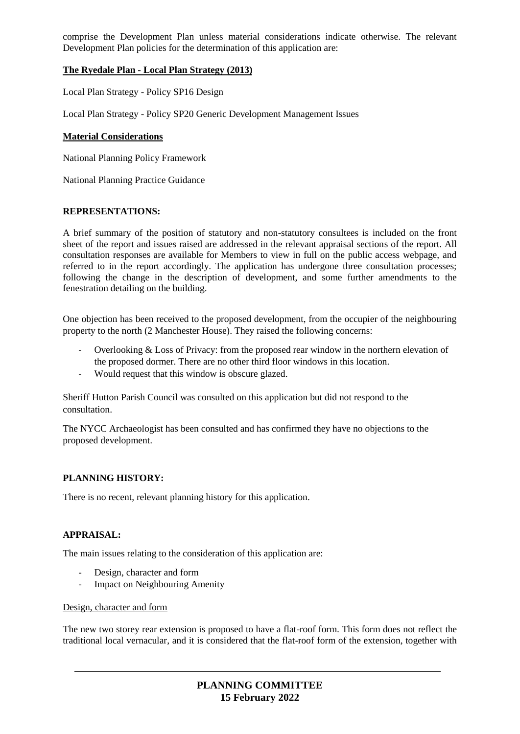comprise the Development Plan unless material considerations indicate otherwise. The relevant Development Plan policies for the determination of this application are:

**The Ryedale Plan - Local Plan Strategy (2013)**

Local Plan Strategy - Policy SP16 Design

Local Plan Strategy - Policy SP20 Generic Development Management Issues

**Material Considerations**

National Planning Policy Framework

National Planning Practice Guidance

**REPRESENTATIONS:**

A brief summary of the position of statutory and non-statutory consultees is included on the front sheet of the report and issues raised are addressed in the relevant appraisal sections of the report. All consultation responses are available for Members to view in full on the public access webpage, and referred to in the report accordingly. The application has undergone three consultation processes; following the change in the description of development, and some further amendments to the fenestration detailing on the building.

One objection has been received to the proposed development, from the occupier of the neighbouring property to the north (2 Manchester House). They raised the following concerns:

- Overlooking & Loss of Privacy: from the proposed rear window in the northern elevation of the proposed dormer. There are no other third floor windows in this location.
- Would request that this window is obscure glazed.

Sheriff Hutton Parish Council was consulted on this application but did not respond to the consultation.

The NYCC Archaeologist has been consulted and has confirmed they have no objections to the proposed development.

**PLANNING HISTORY:**

There is no recent, relevant planning history for this application.

**APPRAISAL:**

The main issues relating to the consideration of this application are:

- Design, character and form
- Impact on Neighbouring Amenity

Design, character and form

The new two storey rear extension is proposed to have a flat-roof form. This form does not reflect the traditional local vernacular, and it is considered that the flat-roof form of the extension, together with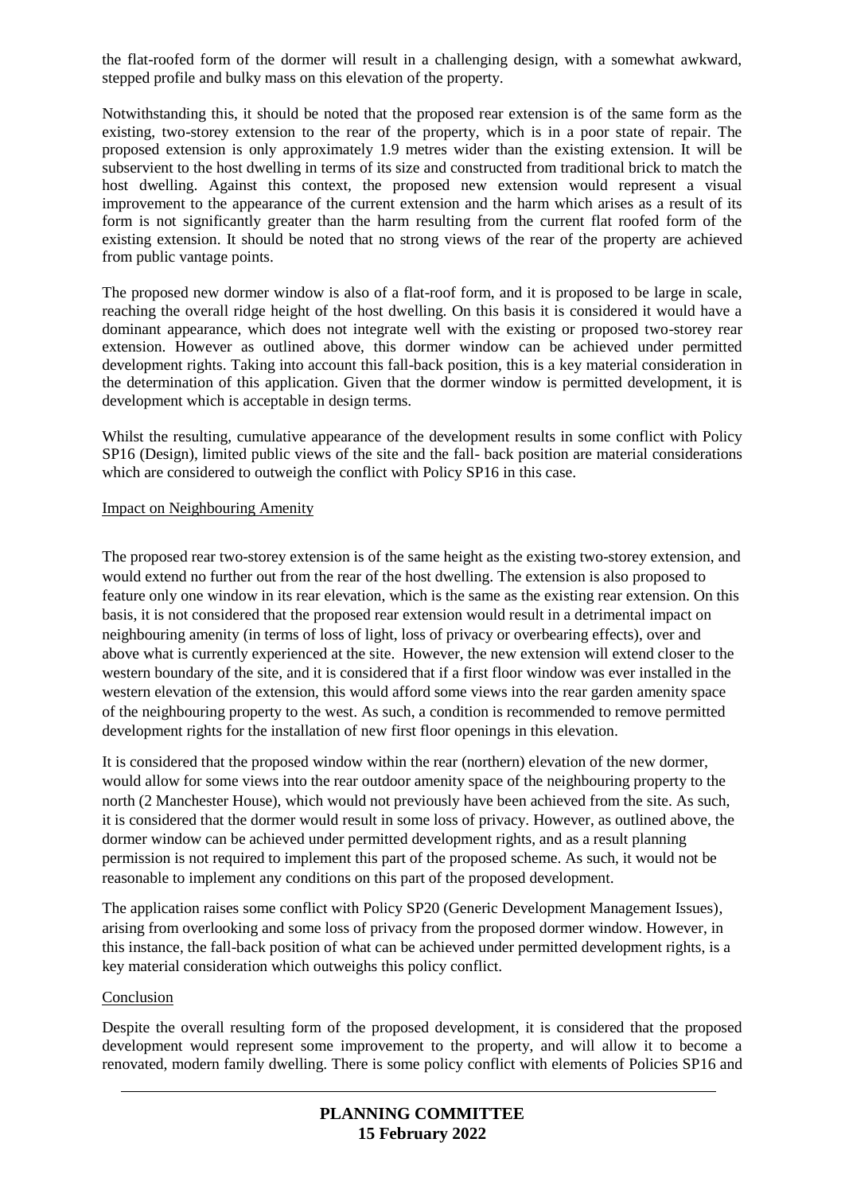the flat-roofed form of the dormer will result in a challenging design, with a somewhat awkward, stepped profile and bulky mass on this elevation of the property.

Notwithstanding this, it should be noted that the proposed rear extension is of the same form as the existing, two-storey extension to the rear of the property, which is in a poor state of repair. The proposed extension is only approximately 1.9 metres wider than the existing extension. It will be subservient to the host dwelling in terms of its size and constructed from traditional brick to match the host dwelling. Against this context, the proposed new extension would represent a visual improvement to the appearance of the current extension and the harm which arises as a result of its form is not significantly greater than the harm resulting from the current flat roofed form of the existing extension. It should be noted that no strong views of the rear of the property are achieved from public vantage points.

The proposed new dormer window is also of a flat-roof form, and it is proposed to be large in scale, reaching the overall ridge height of the host dwelling. On this basis it is considered it would have a dominant appearance, which does not integrate well with the existing or proposed two-storey rear extension. However as outlined above, this dormer window can be achieved under permitted development rights. Taking into account this fall-back position, this is a key material consideration in the determination of this application. Given that the dormer window is permitted development, it is development which is acceptable in design terms.

Whilst the resulting, cumulative appearance of the development results in some conflict with Policy SP16 (Design), limited public views of the site and the fall- back position are material considerations which are considered to outweigh the conflict with Policy SP16 in this case.

Impact on Neighbouring Amenity

The proposed rear two-storey extension is of the same height as the existing two-storey extension, and would extend no further out from the rear of the host dwelling. The extension is also proposed to feature only one window in its rear elevation, which is the same as the existing rear extension. On this basis, it is not considered that the proposed rear extension would result in a detrimental impact on neighbouring amenity (in terms of loss of light, loss of privacy or overbearing effects), over and above what is currently experienced at the site. However, the new extension will extend closer to the western boundary of the site, and it is considered that if a first floor window was ever installed in the western elevation of the extension, this would afford some views into the rear garden amenity space of the neighbouring property to the west. As such, a condition is recommended to remove permitted development rights for the installation of new first floor openings in this elevation.

It is considered that the proposed window within the rear (northern) elevation of the new dormer, would allow for some views into the rear outdoor amenity space of the neighbouring property to the north (2 Manchester House), which would not previously have been achieved from the site. As such, it is considered that the dormer would result in some loss of privacy. However, as outlined above, the dormer window can be achieved under permitted development rights, and as a result planning permission is not required to implement this part of the proposed scheme. As such, it would not be reasonable to implement any conditions on this part of the proposed development.

The application raises some conflict with Policy SP20 (Generic Development Management Issues), arising from overlooking and some loss of privacy from the proposed dormer window. However, in this instance, the fall-back position of what can be achieved under permitted development rights, is a key material consideration which outweighs this policy conflict.

Conclusion

Despite the overall resulting form of the proposed development, it is considered that the proposed development would represent some improvement to the property, and will allow it to become a renovated, modern family dwelling. There is some policy conflict with elements of Policies SP16 and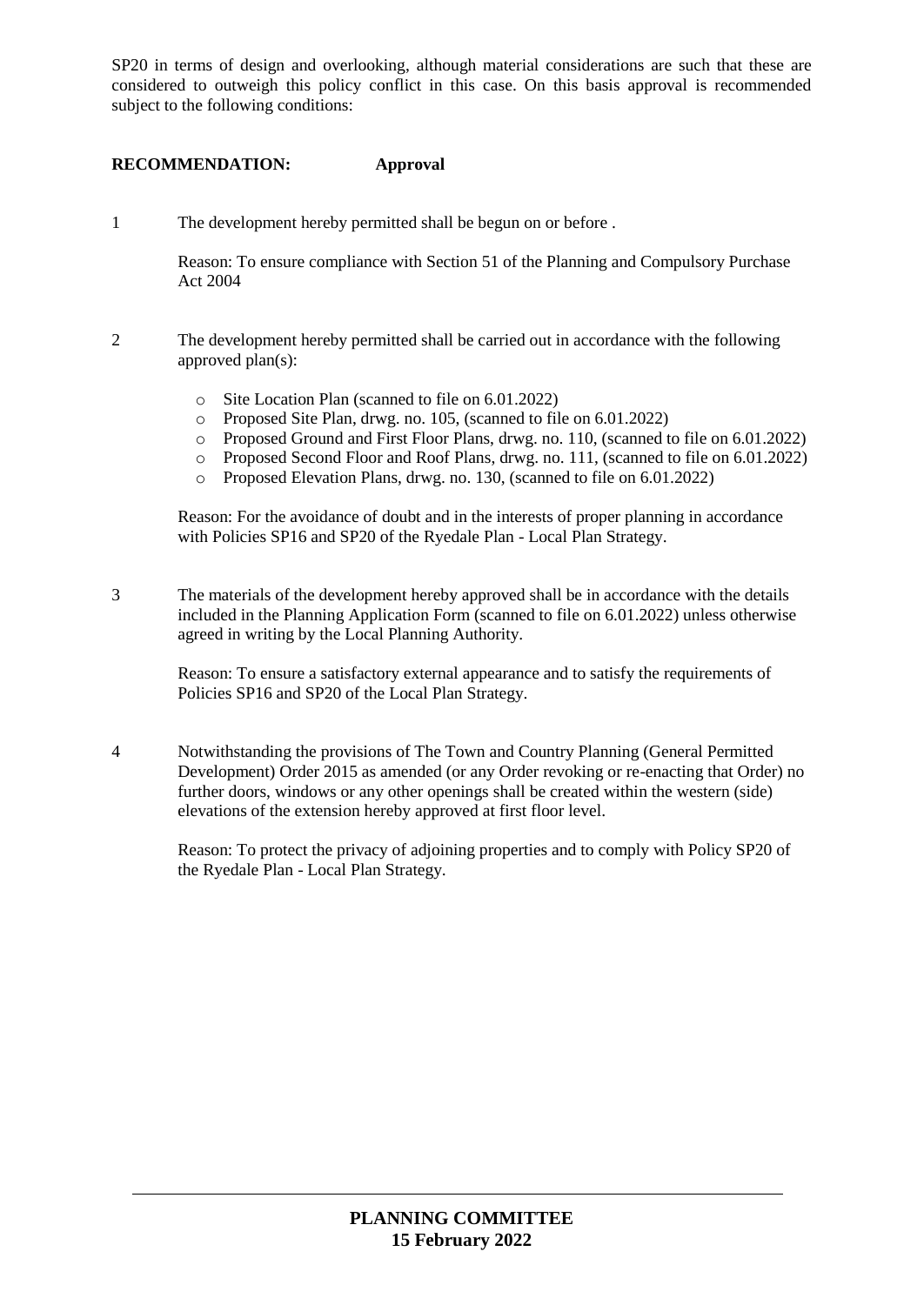SP20 in terms of design and overlooking, although material considerations are such that these are considered to outweigh this policy conflict in this case. On this basis approval is recommended subject to the following conditions:

**RECOMMENDATION: Approval**

1 The development hereby permitted shall be begun on or before .

Reason: To ensure compliance with Section 51 of the Planning and Compulsory Purchase Act 2004

2 The development hereby permitted shall be carried out in accordance with the following approved plan(s):

- Site Location Plan (scanned to file on 6.01.2022)
- Proposed Site Plan, drwg. no. 105, (scanned to file on 6.01.2022)
- Proposed Ground and First Floor Plans, drwg. no. 110, (scanned to file on 6.01.2022)
- Proposed Second Floor and Roof Plans, drwg. no. 111, (scanned to file on 6.01.2022)
- Proposed Elevation Plans, drwg. no. 130, (scanned to file on 6.01.2022)

Reason: For the avoidance of doubt and in the interests of proper planning in accordance with Policies SP16 and SP20 of the Ryedale Plan - Local Plan Strategy.

3 The materials of the development hereby approved shall be in accordance with the details included in the Planning Application Form (scanned to file on 6.01.2022) unless otherwise agreed in writing by the Local Planning Authority.

Reason: To ensure a satisfactory external appearance and to satisfy the requirements of Policies SP16 and SP20 of the Local Plan Strategy.

4 Notwithstanding the provisions of The Town and Country Planning (General Permitted Development) Order 2015 as amended (or any Order revoking or re-enacting that Order) no further doors, windows or any other openings shall be created within the western (side) elevations of the extension hereby approved at first floor level.

Reason: To protect the privacy of adjoining properties and to comply with Policy SP20 of the Ryedale Plan - Local Plan Strategy.